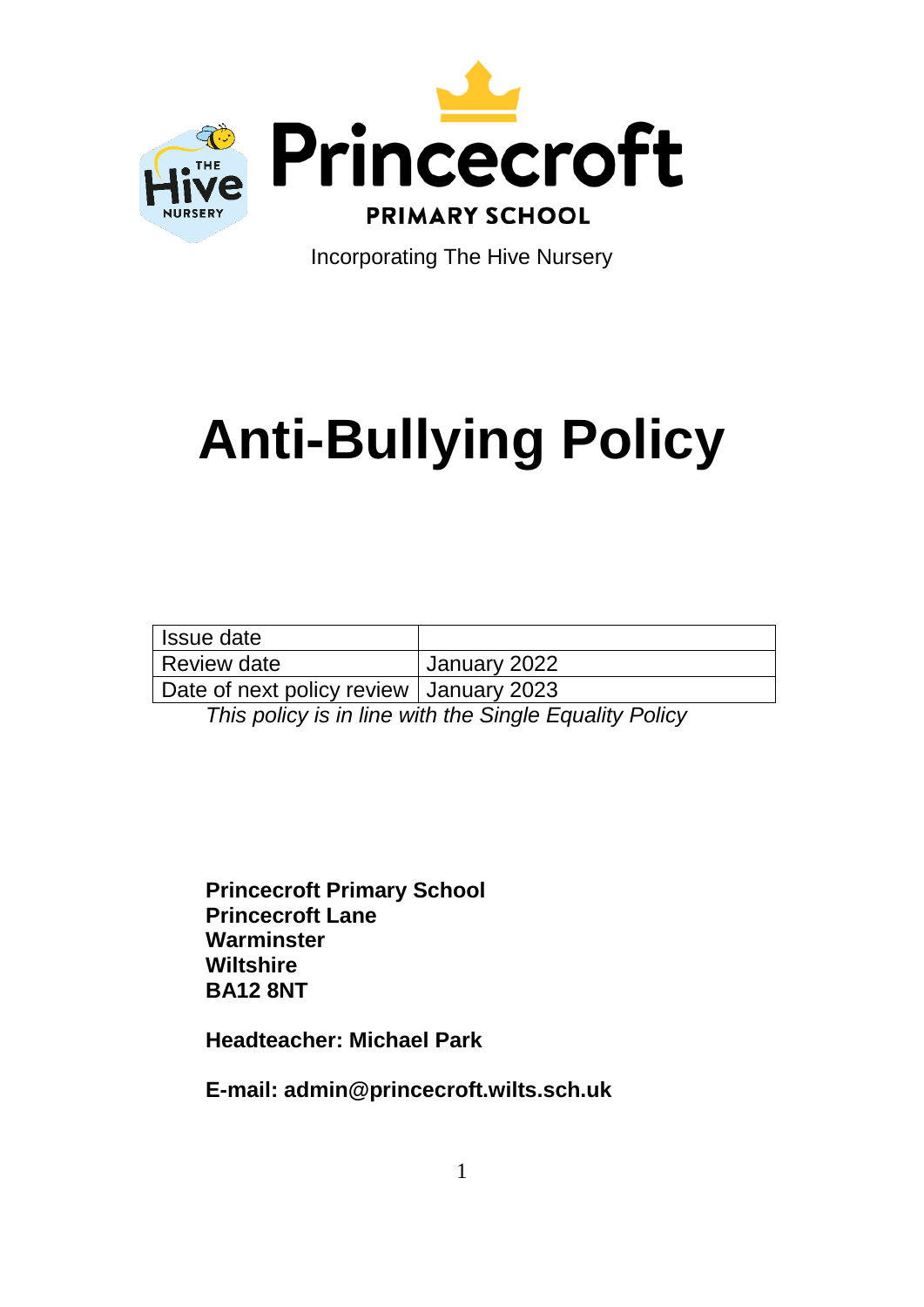Princecroft

PRIMARY SCHOOL

Incorporating The Hive Nursery

# Anti-Bullying Policy

| Issue date | |
|---|---|
| Review date | January 2022 |
| Date of next policy review | January 2023 |

*This policy is in line with the Single Equality Policy*

**Princecroft Primary School**
**Princecroft Lane**
**Warminster**
**Wiltshire**
**BA12 8NT**

**Headteacher: Michael Park**

**E-mail: admin@princecroft.wilts.sch.uk**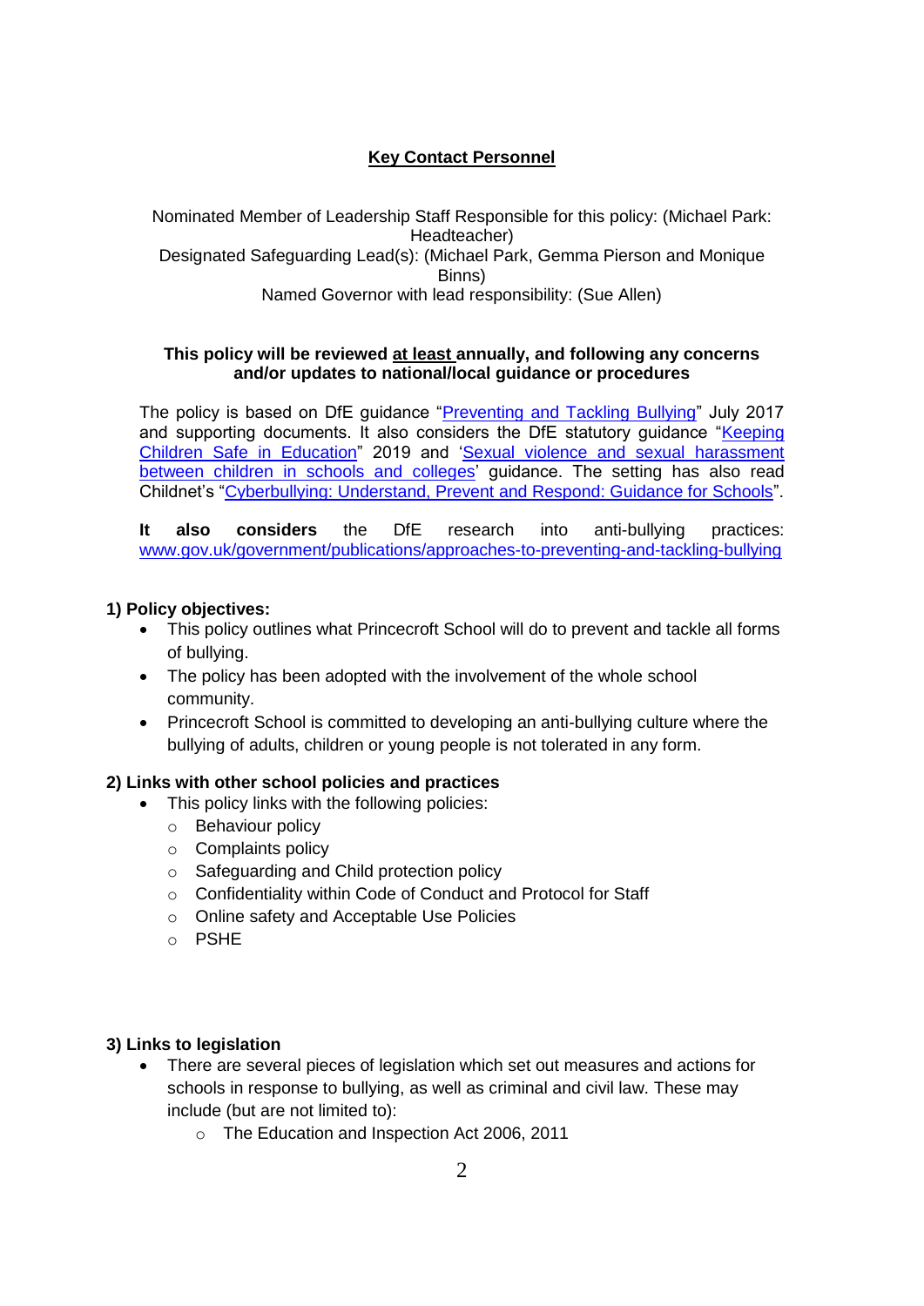## Key Contact Personnel

Nominated Member of Leadership Staff Responsible for this policy: (Michael Park: Headteacher)
Designated Safeguarding Lead(s): (Michael Park, Gemma Pierson and Monique Binns)
Named Governor with lead responsibility: (Sue Allen)

**This policy will be reviewed at least annually, and following any concerns and/or updates to national/local guidance or procedures**

The policy is based on DfE guidance "Preventing and Tackling Bullying" July 2017 and supporting documents. It also considers the DfE statutory guidance "Keeping Children Safe in Education" 2019 and 'Sexual violence and sexual harassment between children in schools and colleges' guidance. The setting has also read Childnet's "Cyberbullying: Understand, Prevent and Respond: Guidance for Schools".

**It also considers** the DfE research into anti-bullying practices: www.gov.uk/government/publications/approaches-to-preventing-and-tackling-bullying

### 1) Policy objectives:

- This policy outlines what Princecroft School will do to prevent and tackle all forms of bullying.
- The policy has been adopted with the involvement of the whole school community.
- Princecroft School is committed to developing an anti-bullying culture where the bullying of adults, children or young people is not tolerated in any form.

### 2) Links with other school policies and practices

- This policy links with the following policies:
  - Behaviour policy
  - Complaints policy
  - Safeguarding and Child protection policy
  - Confidentiality within Code of Conduct and Protocol for Staff
  - Online safety and Acceptable Use Policies
  - PSHE

### 3) Links to legislation

- There are several pieces of legislation which set out measures and actions for schools in response to bullying, as well as criminal and civil law. These may include (but are not limited to):
  - The Education and Inspection Act 2006, 2011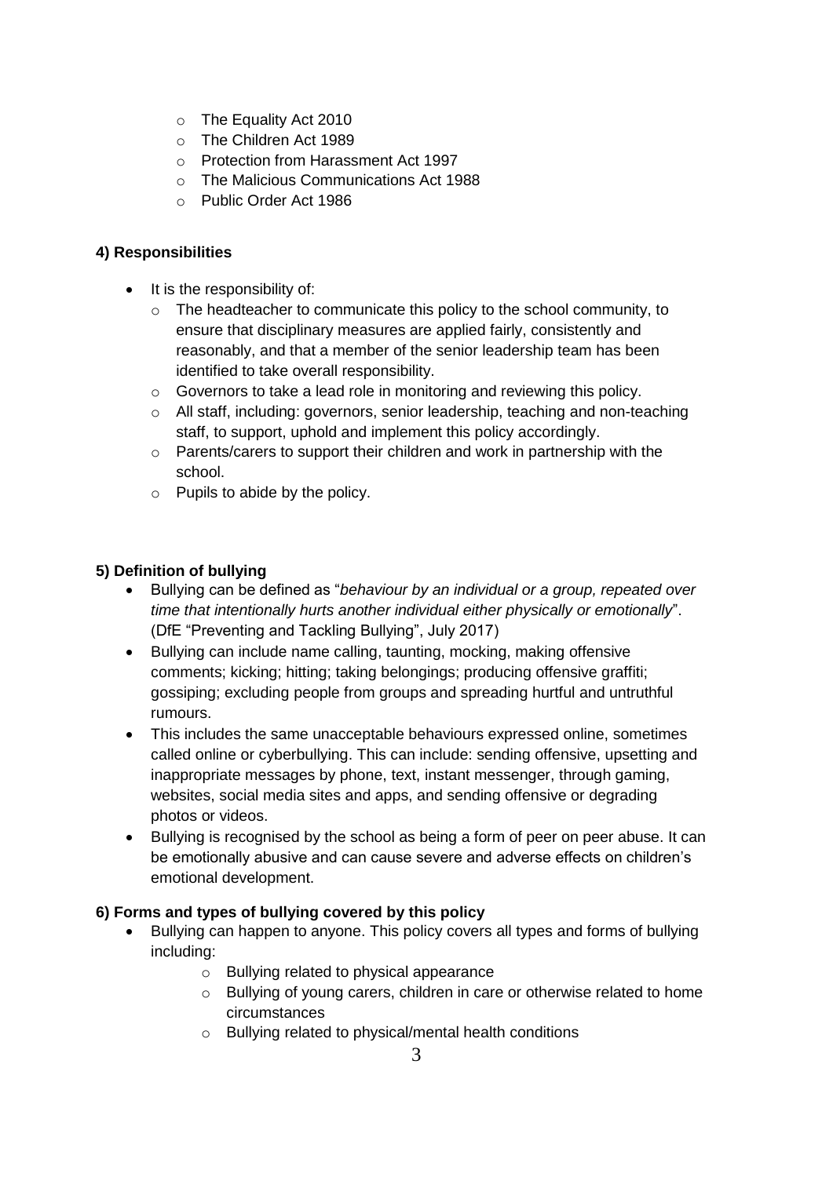- The Equality Act 2010
- The Children Act 1989
- Protection from Harassment Act 1997
- The Malicious Communications Act 1988
- Public Order Act 1986

### 4) Responsibilities

- It is the responsibility of:
  - The headteacher to communicate this policy to the school community, to ensure that disciplinary measures are applied fairly, consistently and reasonably, and that a member of the senior leadership team has been identified to take overall responsibility.
  - Governors to take a lead role in monitoring and reviewing this policy.
  - All staff, including: governors, senior leadership, teaching and non-teaching staff, to support, uphold and implement this policy accordingly.
  - Parents/carers to support their children and work in partnership with the school.
  - Pupils to abide by the policy.

### 5) Definition of bullying

- Bullying can be defined as "*behaviour by an individual or a group, repeated over time that intentionally hurts another individual either physically or emotionally*". (DfE "Preventing and Tackling Bullying", July 2017)
- Bullying can include name calling, taunting, mocking, making offensive comments; kicking; hitting; taking belongings; producing offensive graffiti; gossiping; excluding people from groups and spreading hurtful and untruthful rumours.
- This includes the same unacceptable behaviours expressed online, sometimes called online or cyberbullying. This can include: sending offensive, upsetting and inappropriate messages by phone, text, instant messenger, through gaming, websites, social media sites and apps, and sending offensive or degrading photos or videos.
- Bullying is recognised by the school as being a form of peer on peer abuse. It can be emotionally abusive and can cause severe and adverse effects on children's emotional development.

### 6) Forms and types of bullying covered by this policy

- Bullying can happen to anyone. This policy covers all types and forms of bullying including:
  - Bullying related to physical appearance
  - Bullying of young carers, children in care or otherwise related to home circumstances
  - Bullying related to physical/mental health conditions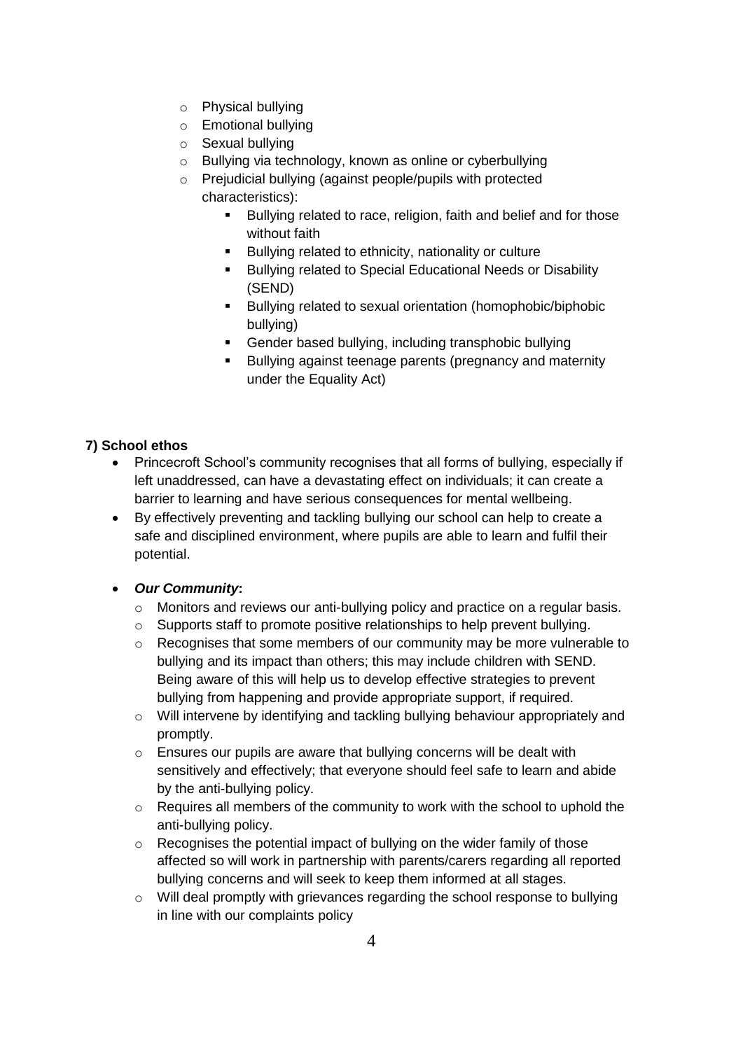- Physical bullying
  - Emotional bullying
  - Sexual bullying
  - Bullying via technology, known as online or cyberbullying
  - Prejudicial bullying (against people/pupils with protected characteristics):
    - Bullying related to race, religion, faith and belief and for those without faith
    - Bullying related to ethnicity, nationality or culture
    - Bullying related to Special Educational Needs or Disability (SEND)
    - Bullying related to sexual orientation (homophobic/biphobic bullying)
    - Gender based bullying, including transphobic bullying
    - Bullying against teenage parents (pregnancy and maternity under the Equality Act)

**7) School ethos**

- Princecroft School's community recognises that all forms of bullying, especially if left unaddressed, can have a devastating effect on individuals; it can create a barrier to learning and have serious consequences for mental wellbeing.
- By effectively preventing and tackling bullying our school can help to create a safe and disciplined environment, where pupils are able to learn and fulfil their potential.
- ***Our Community*:**
  - Monitors and reviews our anti-bullying policy and practice on a regular basis.
  - Supports staff to promote positive relationships to help prevent bullying.
  - Recognises that some members of our community may be more vulnerable to bullying and its impact than others; this may include children with SEND. Being aware of this will help us to develop effective strategies to prevent bullying from happening and provide appropriate support, if required.
  - Will intervene by identifying and tackling bullying behaviour appropriately and promptly.
  - Ensures our pupils are aware that bullying concerns will be dealt with sensitively and effectively; that everyone should feel safe to learn and abide by the anti-bullying policy.
  - Requires all members of the community to work with the school to uphold the anti-bullying policy.
  - Recognises the potential impact of bullying on the wider family of those affected so will work in partnership with parents/carers regarding all reported bullying concerns and will seek to keep them informed at all stages.
  - Will deal promptly with grievances regarding the school response to bullying in line with our complaints policy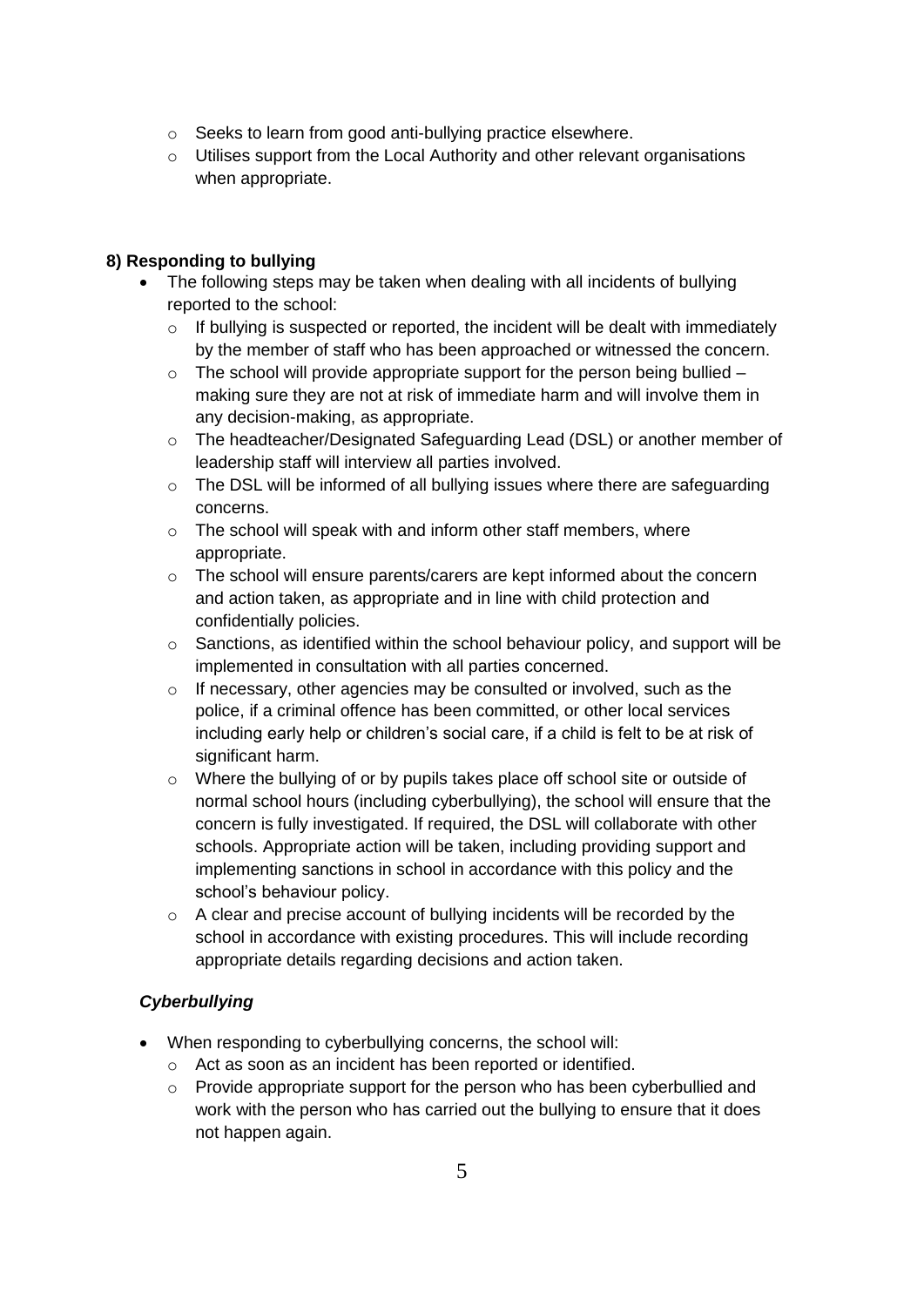- Seeks to learn from good anti-bullying practice elsewhere.
   - Utilises support from the Local Authority and other relevant organisations when appropriate.

**8) Responding to bullying**

- The following steps may be taken when dealing with all incidents of bullying reported to the school:
   - If bullying is suspected or reported, the incident will be dealt with immediately by the member of staff who has been approached or witnessed the concern.
   - The school will provide appropriate support for the person being bullied – making sure they are not at risk of immediate harm and will involve them in any decision-making, as appropriate.
   - The headteacher/Designated Safeguarding Lead (DSL) or another member of leadership staff will interview all parties involved.
   - The DSL will be informed of all bullying issues where there are safeguarding concerns.
   - The school will speak with and inform other staff members, where appropriate.
   - The school will ensure parents/carers are kept informed about the concern and action taken, as appropriate and in line with child protection and confidentially policies.
   - Sanctions, as identified within the school behaviour policy, and support will be implemented in consultation with all parties concerned.
   - If necessary, other agencies may be consulted or involved, such as the police, if a criminal offence has been committed, or other local services including early help or children's social care, if a child is felt to be at risk of significant harm.
   - Where the bullying of or by pupils takes place off school site or outside of normal school hours (including cyberbullying), the school will ensure that the concern is fully investigated. If required, the DSL will collaborate with other schools. Appropriate action will be taken, including providing support and implementing sanctions in school in accordance with this policy and the school's behaviour policy.
   - A clear and precise account of bullying incidents will be recorded by the school in accordance with existing procedures. This will include recording appropriate details regarding decisions and action taken.

***Cyberbullying***

- When responding to cyberbullying concerns, the school will:
   - Act as soon as an incident has been reported or identified.
   - Provide appropriate support for the person who has been cyberbullied and work with the person who has carried out the bullying to ensure that it does not happen again.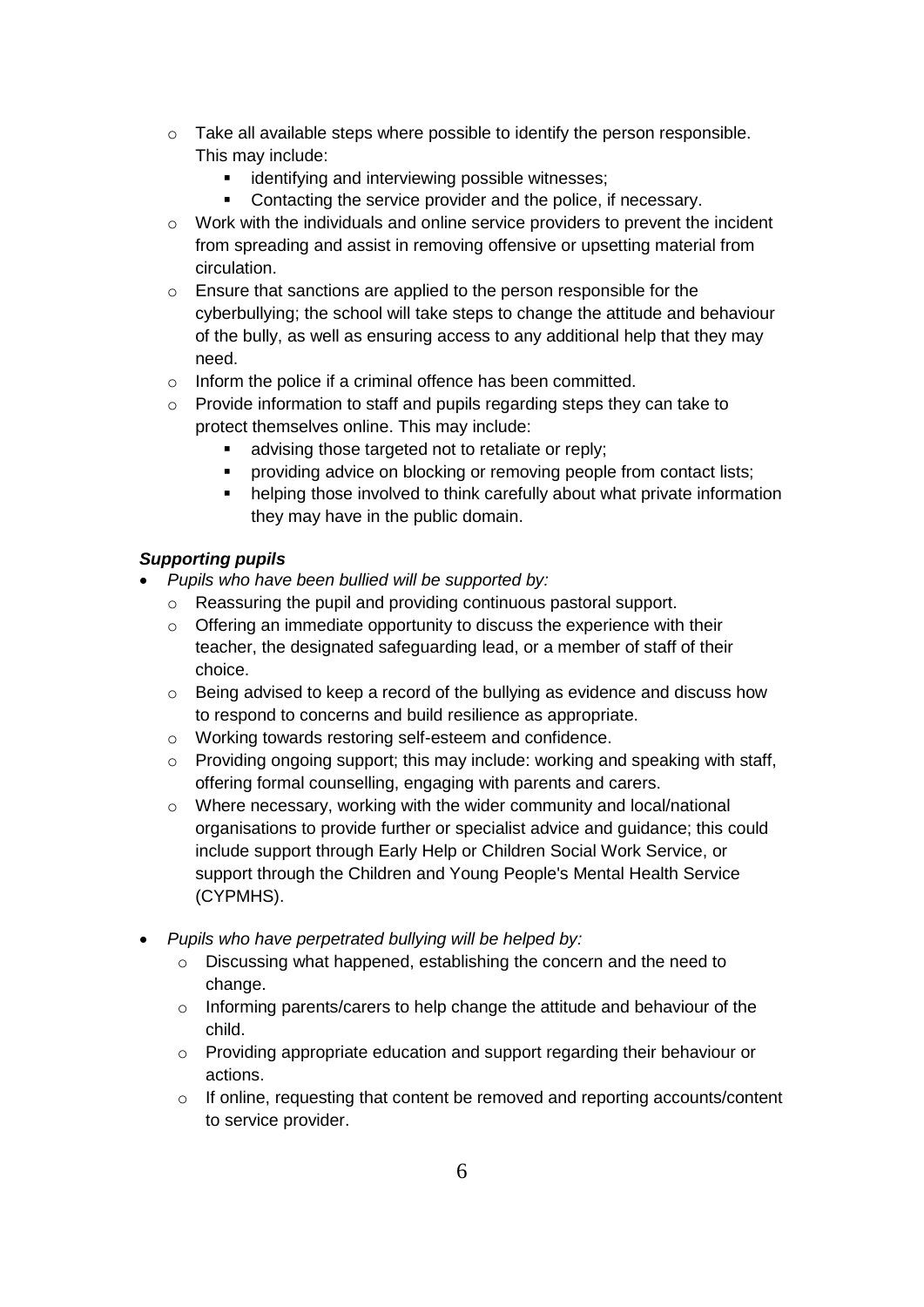- Take all available steps where possible to identify the person responsible. This may include:
    - identifying and interviewing possible witnesses;
    - Contacting the service provider and the police, if necessary.
  - Work with the individuals and online service providers to prevent the incident from spreading and assist in removing offensive or upsetting material from circulation.
  - Ensure that sanctions are applied to the person responsible for the cyberbullying; the school will take steps to change the attitude and behaviour of the bully, as well as ensuring access to any additional help that they may need.
  - Inform the police if a criminal offence has been committed.
  - Provide information to staff and pupils regarding steps they can take to protect themselves online. This may include:
    - advising those targeted not to retaliate or reply;
    - providing advice on blocking or removing people from contact lists;
    - helping those involved to think carefully about what private information they may have in the public domain.

***Supporting pupils***

- *Pupils who have been bullied will be supported by:*
  - Reassuring the pupil and providing continuous pastoral support.
  - Offering an immediate opportunity to discuss the experience with their teacher, the designated safeguarding lead, or a member of staff of their choice.
  - Being advised to keep a record of the bullying as evidence and discuss how to respond to concerns and build resilience as appropriate.
  - Working towards restoring self-esteem and confidence.
  - Providing ongoing support; this may include: working and speaking with staff, offering formal counselling, engaging with parents and carers.
  - Where necessary, working with the wider community and local/national organisations to provide further or specialist advice and guidance; this could include support through Early Help or Children Social Work Service, or support through the Children and Young People's Mental Health Service (CYPMHS).

- *Pupils who have perpetrated bullying will be helped by:*
  - Discussing what happened, establishing the concern and the need to change.
  - Informing parents/carers to help change the attitude and behaviour of the child.
  - Providing appropriate education and support regarding their behaviour or actions.
  - If online, requesting that content be removed and reporting accounts/content to service provider.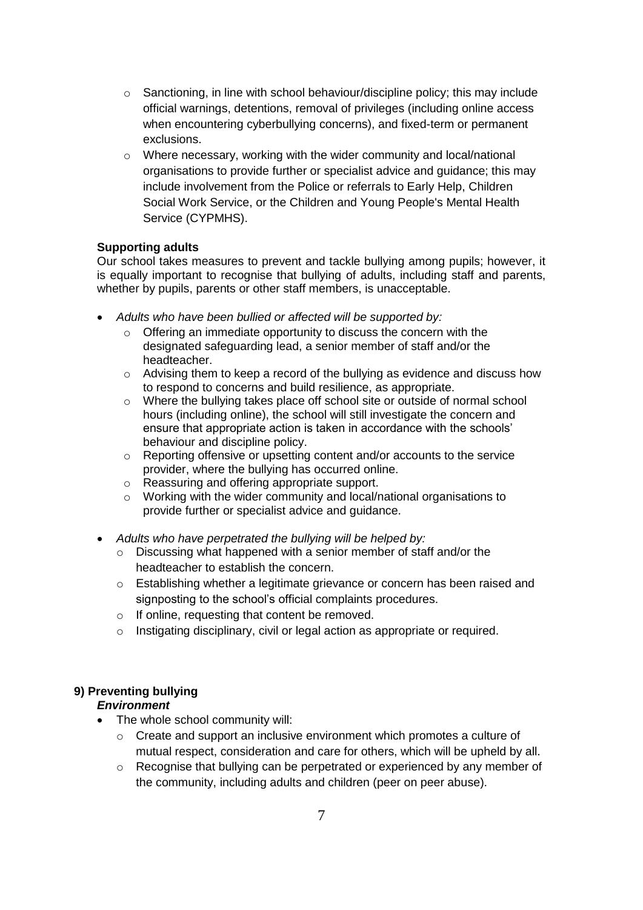- Sanctioning, in line with school behaviour/discipline policy; this may include official warnings, detentions, removal of privileges (including online access when encountering cyberbullying concerns), and fixed-term or permanent exclusions.
- Where necessary, working with the wider community and local/national organisations to provide further or specialist advice and guidance; this may include involvement from the Police or referrals to Early Help, Children Social Work Service, or the Children and Young People's Mental Health Service (CYPMHS).

**Supporting adults**

Our school takes measures to prevent and tackle bullying among pupils; however, it is equally important to recognise that bullying of adults, including staff and parents, whether by pupils, parents or other staff members, is unacceptable.

- *Adults who have been bullied or affected will be supported by:*
  - Offering an immediate opportunity to discuss the concern with the designated safeguarding lead, a senior member of staff and/or the headteacher.
  - Advising them to keep a record of the bullying as evidence and discuss how to respond to concerns and build resilience, as appropriate.
  - Where the bullying takes place off school site or outside of normal school hours (including online), the school will still investigate the concern and ensure that appropriate action is taken in accordance with the schools' behaviour and discipline policy.
  - Reporting offensive or upsetting content and/or accounts to the service provider, where the bullying has occurred online.
  - Reassuring and offering appropriate support.
  - Working with the wider community and local/national organisations to provide further or specialist advice and guidance.
- *Adults who have perpetrated the bullying will be helped by:*
  - Discussing what happened with a senior member of staff and/or the headteacher to establish the concern.
  - Establishing whether a legitimate grievance or concern has been raised and signposting to the school's official complaints procedures.
  - If online, requesting that content be removed.
  - Instigating disciplinary, civil or legal action as appropriate or required.

## 9) Preventing bullying

***Environment***

- The whole school community will:
  - Create and support an inclusive environment which promotes a culture of mutual respect, consideration and care for others, which will be upheld by all.
  - Recognise that bullying can be perpetrated or experienced by any member of the community, including adults and children (peer on peer abuse).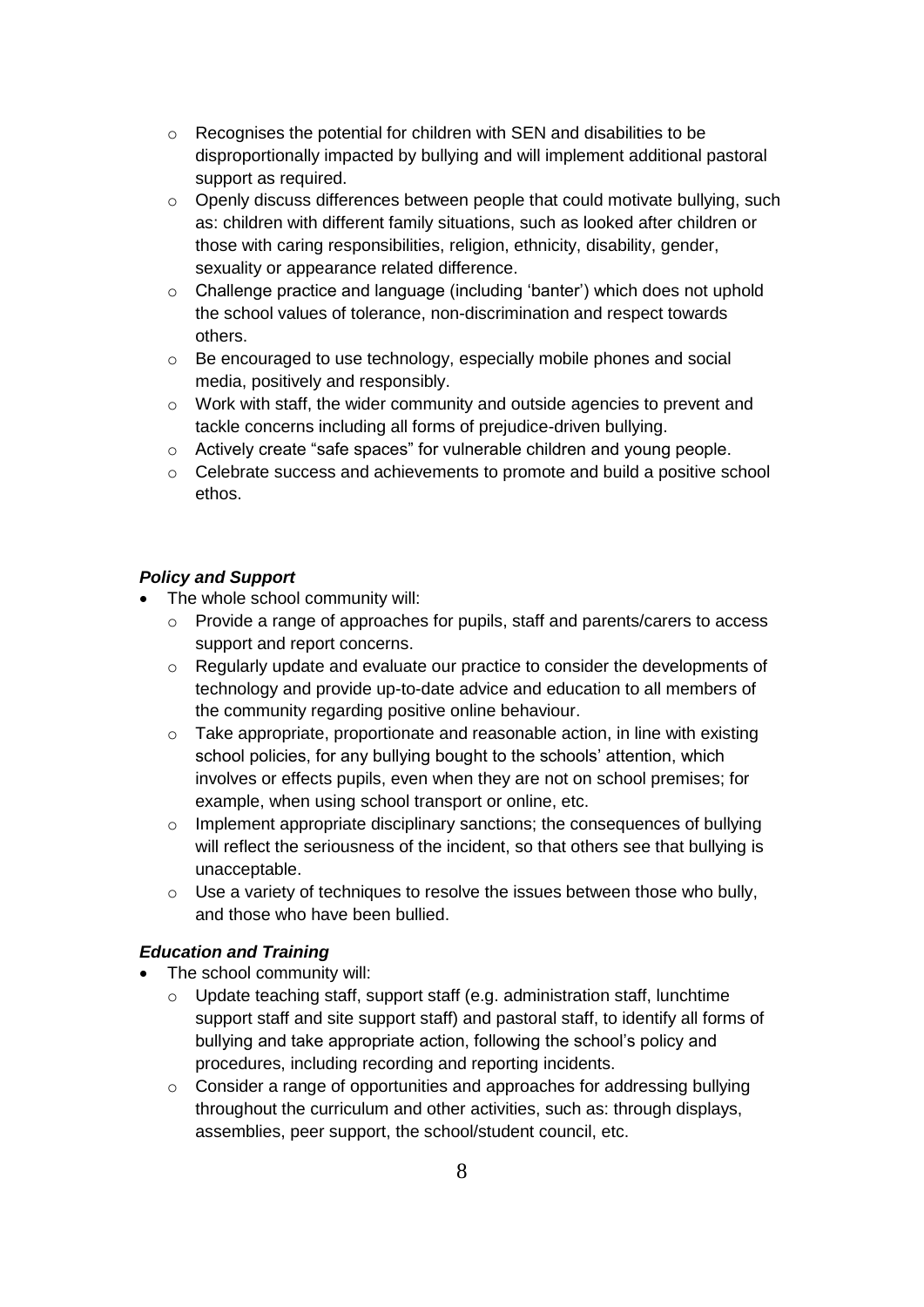- Recognises the potential for children with SEN and disabilities to be disproportionally impacted by bullying and will implement additional pastoral support as required.
  - Openly discuss differences between people that could motivate bullying, such as: children with different family situations, such as looked after children or those with caring responsibilities, religion, ethnicity, disability, gender, sexuality or appearance related difference.
  - Challenge practice and language (including 'banter') which does not uphold the school values of tolerance, non-discrimination and respect towards others.
  - Be encouraged to use technology, especially mobile phones and social media, positively and responsibly.
  - Work with staff, the wider community and outside agencies to prevent and tackle concerns including all forms of prejudice-driven bullying.
  - Actively create "safe spaces" for vulnerable children and young people.
  - Celebrate success and achievements to promote and build a positive school ethos.

***Policy and Support***

- The whole school community will:
  - Provide a range of approaches for pupils, staff and parents/carers to access support and report concerns.
  - Regularly update and evaluate our practice to consider the developments of technology and provide up-to-date advice and education to all members of the community regarding positive online behaviour.
  - Take appropriate, proportionate and reasonable action, in line with existing school policies, for any bullying bought to the schools' attention, which involves or effects pupils, even when they are not on school premises; for example, when using school transport or online, etc.
  - Implement appropriate disciplinary sanctions; the consequences of bullying will reflect the seriousness of the incident, so that others see that bullying is unacceptable.
  - Use a variety of techniques to resolve the issues between those who bully, and those who have been bullied.

***Education and Training***

- The school community will:
  - Update teaching staff, support staff (e.g. administration staff, lunchtime support staff and site support staff) and pastoral staff, to identify all forms of bullying and take appropriate action, following the school's policy and procedures, including recording and reporting incidents.
  - Consider a range of opportunities and approaches for addressing bullying throughout the curriculum and other activities, such as: through displays, assemblies, peer support, the school/student council, etc.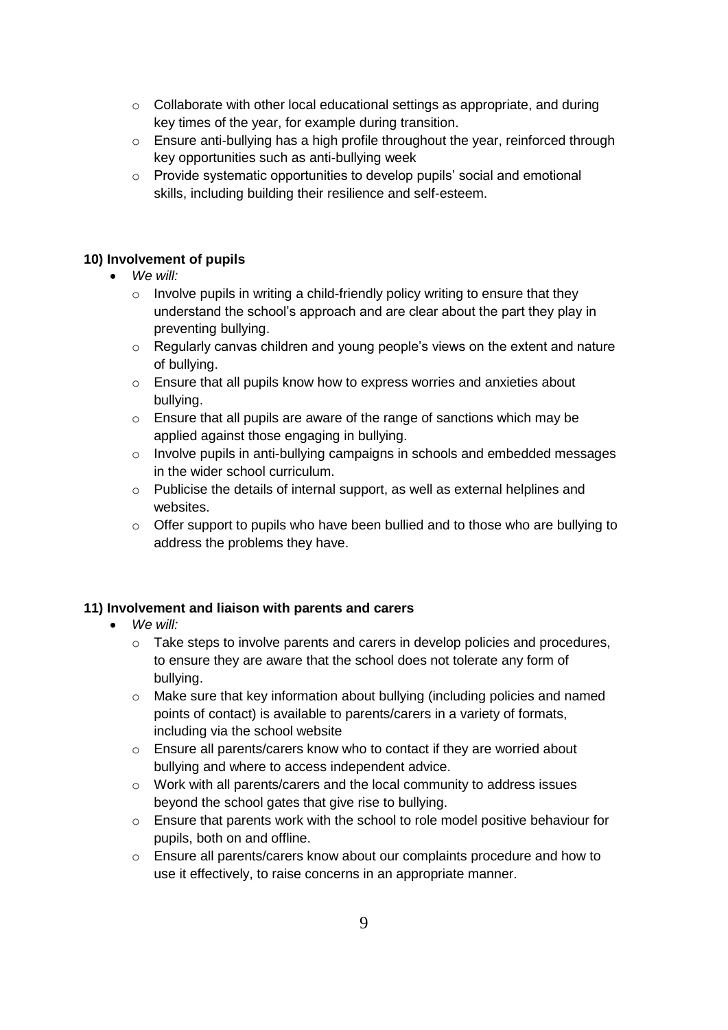- Collaborate with other local educational settings as appropriate, and during key times of the year, for example during transition.
  - Ensure anti-bullying has a high profile throughout the year, reinforced through key opportunities such as anti-bullying week
  - Provide systematic opportunities to develop pupils' social and emotional skills, including building their resilience and self-esteem.

### 10) Involvement of pupils

- *We will:*
  - Involve pupils in writing a child-friendly policy writing to ensure that they understand the school's approach and are clear about the part they play in preventing bullying.
  - Regularly canvas children and young people's views on the extent and nature of bullying.
  - Ensure that all pupils know how to express worries and anxieties about bullying.
  - Ensure that all pupils are aware of the range of sanctions which may be applied against those engaging in bullying.
  - Involve pupils in anti-bullying campaigns in schools and embedded messages in the wider school curriculum.
  - Publicise the details of internal support, as well as external helplines and websites.
  - Offer support to pupils who have been bullied and to those who are bullying to address the problems they have.

### 11) Involvement and liaison with parents and carers

- *We will:*
  - Take steps to involve parents and carers in develop policies and procedures, to ensure they are aware that the school does not tolerate any form of bullying.
  - Make sure that key information about bullying (including policies and named points of contact) is available to parents/carers in a variety of formats, including via the school website
  - Ensure all parents/carers know who to contact if they are worried about bullying and where to access independent advice.
  - Work with all parents/carers and the local community to address issues beyond the school gates that give rise to bullying.
  - Ensure that parents work with the school to role model positive behaviour for pupils, both on and offline.
  - Ensure all parents/carers know about our complaints procedure and how to use it effectively, to raise concerns in an appropriate manner.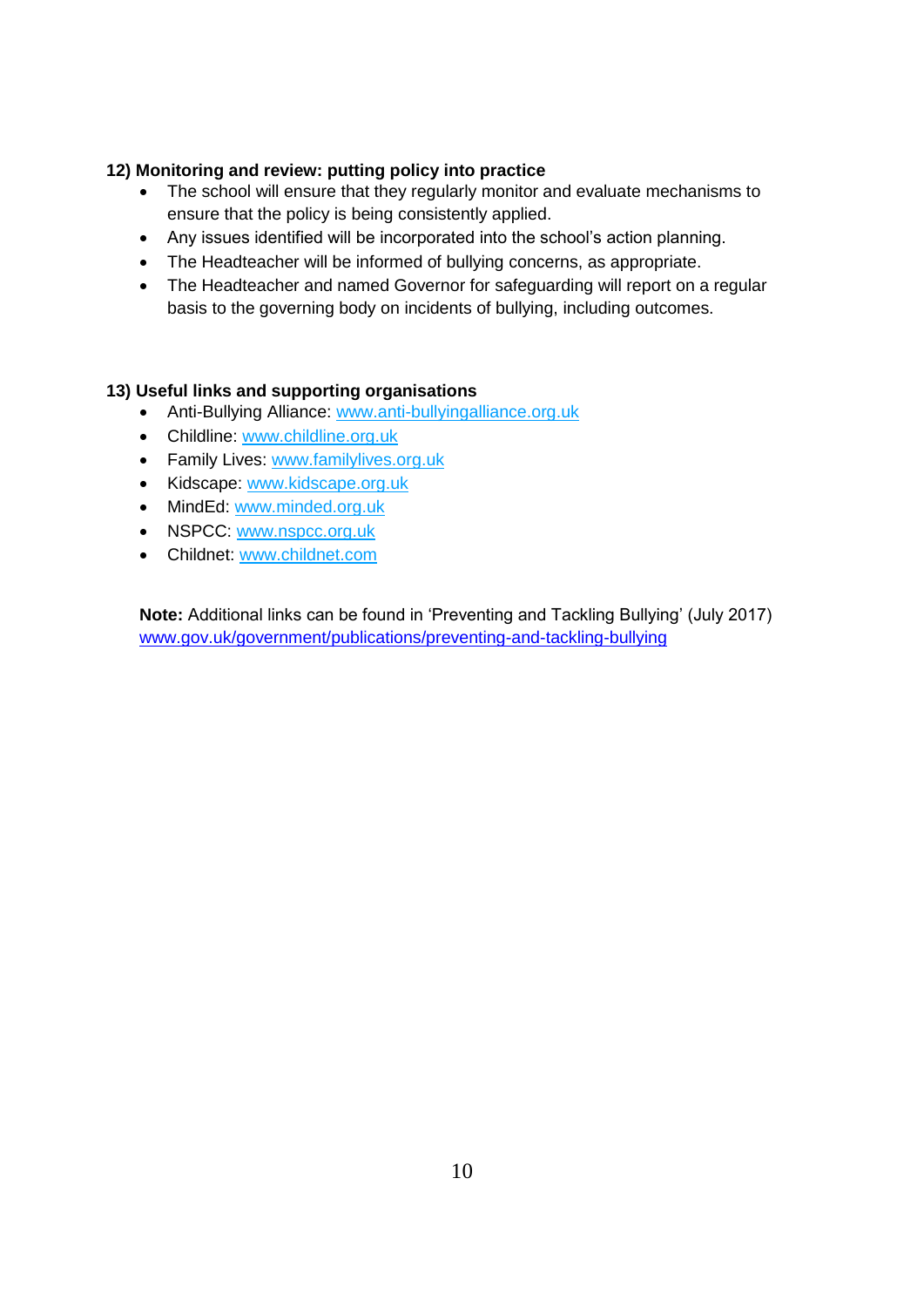### 12) Monitoring and review: putting policy into practice

- The school will ensure that they regularly monitor and evaluate mechanisms to ensure that the policy is being consistently applied.
- Any issues identified will be incorporated into the school's action planning.
- The Headteacher will be informed of bullying concerns, as appropriate.
- The Headteacher and named Governor for safeguarding will report on a regular basis to the governing body on incidents of bullying, including outcomes.

### 13) Useful links and supporting organisations

- Anti-Bullying Alliance: www.anti-bullyingalliance.org.uk
- Childline: www.childline.org.uk
- Family Lives: www.familylives.org.uk
- Kidscape: www.kidscape.org.uk
- MindEd: www.minded.org.uk
- NSPCC: www.nspcc.org.uk
- Childnet: www.childnet.com

**Note:** Additional links can be found in 'Preventing and Tackling Bullying' (July 2017) www.gov.uk/government/publications/preventing-and-tackling-bullying